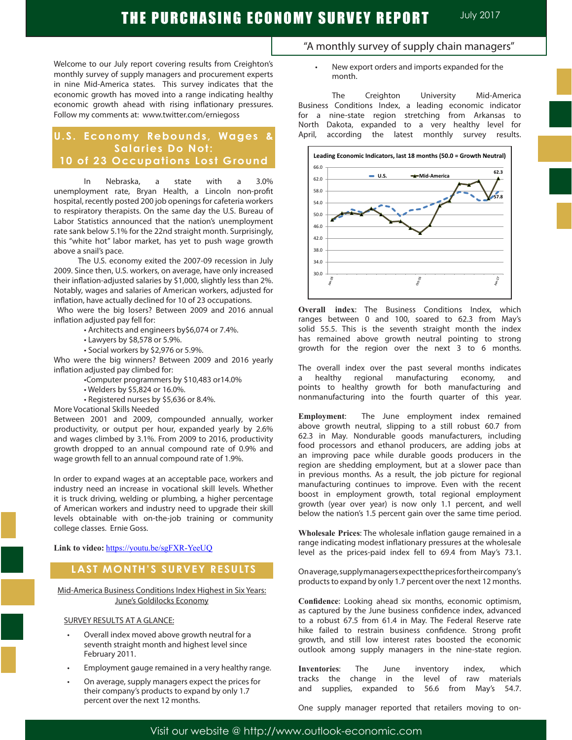# THE PURCHASING ECONOMY SURVEY REPORT

July 2017

"A monthly survey of supply chain managers"

Welcome to our July report covering results from Creighton's monthly survey of supply managers and procurement experts in nine Mid-America states. This survey indicates that the economic growth has moved into a range indicating healthy economic growth ahead with rising inflationary pressures. Follow my comments at: www.twitter.com/erniegoss

## U.S. Economy Rebounds, Wages & Salaries Do Not: 10 of 23 Occupations Lost Ground

In Nebraska, a state with a 3.0% unemployment rate, Bryan Health, a Lincoln non-profit hospital, recently posted 200 job openings for cafeteria workers to respiratory therapists. On the same day the U.S. Bureau of Labor Statistics announced that the nation's unemployment rate sank below 5.1% for the 22nd straight month. Surprisingly, this "white hot" labor market, has yet to push wage growth above a snail's pace.

The U.S. economy exited the 2007-09 recession in July 2009. Since then, U.S. workers, on average, have only increased their inflation-adjusted salaries by $1,000, slightly less than 2%. Notably, wages and salaries of American workers, adjusted for inflation, have actually declined for 10 of 23 occupations.

Who were the big losers? Between 2009 and 2016 annual inflation adjusted pay fell for:

- Architects and engineers by$6,074 or 7.4%.
- Lawyers by $8,578 or 5.9%.
- Social workers by $2,976 or 5.9%.

Who were the big winners? Between 2009 and 2016 yearly inflation adjusted pay climbed for:

- Computer programmers by $10,483 or14.0%
- Welders by $5,824 or 16.0%.
- Registered nurses by $5,636 or 8.4%.

More Vocational Skills Needed

Between 2001 and 2009, compounded annually, worker productivity, or output per hour, expanded yearly by 2.6% and wages climbed by 3.1%. From 2009 to 2016, productivity growth dropped to an annual compound rate of 0.9% and wage growth fell to an annual compound rate of 1.9%.

In order to expand wages at an acceptable pace, workers and industry need an increase in vocational skill levels. Whether it is truck driving, welding or plumbing, a higher percentage of American workers and industry need to upgrade their skill levels obtainable with on-the-job training or community college classes. Ernie Goss.

**Link to video:** https://youtu.be/sgFXR-YeeUQ

## LAST MONTH'S SURVEY RESULTS

Mid-America Business Conditions Index Highest in Six Years: June's Goldilocks Economy

SURVEY RESULTS AT A GLANCE:

- Overall index moved above growth neutral for a seventh straight month and highest level since February 2011.
- Employment gauge remained in a very healthy range.
- On average, supply managers expect the prices for their company's products to expand by only 1.7 percent over the next 12 months.
- New export orders and imports expanded for the month.

The Creighton University Mid-America Business Conditions Index, a leading economic indicator for a nine-state region stretching from Arkansas to North Dakota, expanded to a very healthy level for April, according the latest monthly survey results.

**Leading Economic Indicators, last 18 months (50.0 = Growth Neutral)**

[Line chart: U.S. and Mid-America, Jan-16 to Jun-17; Mid-America ends at 62.3, U.S. at 57.8]

**Overall index**: The Business Conditions Index, which ranges between 0 and 100, soared to 62.3 from May's solid 55.5. This is the seventh straight month the index has remained above growth neutral pointing to strong growth for the region over the next 3 to 6 months.

The overall index over the past several months indicates a healthy regional manufacturing economy, and points to healthy growth for both manufacturing and nonmanufacturing into the fourth quarter of this year.

**Employment**: The June employment index remained above growth neutral, slipping to a still robust 60.7 from 62.3 in May. Nondurable goods manufacturers, including food processors and ethanol producers, are adding jobs at an improving pace while durable goods producers in the region are shedding employment, but at a slower pace than in previous months. As a result, the job picture for regional manufacturing continues to improve. Even with the recent boost in employment growth, total regional employment growth (year over year) is now only 1.1 percent, and well below the nation's 1.5 percent gain over the same time period.

**Wholesale Prices**: The wholesale inflation gauge remained in a range indicating modest inflationary pressures at the wholesale level as the prices-paid index fell to 69.4 from May's 73.1.

On average, supply managers expect the prices for their company's products to expand by only 1.7 percent over the next 12 months.

**Confidence**: Looking ahead six months, economic optimism, as captured by the June business confidence index, advanced to a robust 67.5 from 61.4 in May. The Federal Reserve rate hike failed to restrain business confidence. Strong profit growth, and still low interest rates boosted the economic outlook among supply managers in the nine-state region.

**Inventories**: The June inventory index, which tracks the change in the level of raw materials and supplies, expanded to 56.6 from May's 54.7.

One supply manager reported that retailers moving to on-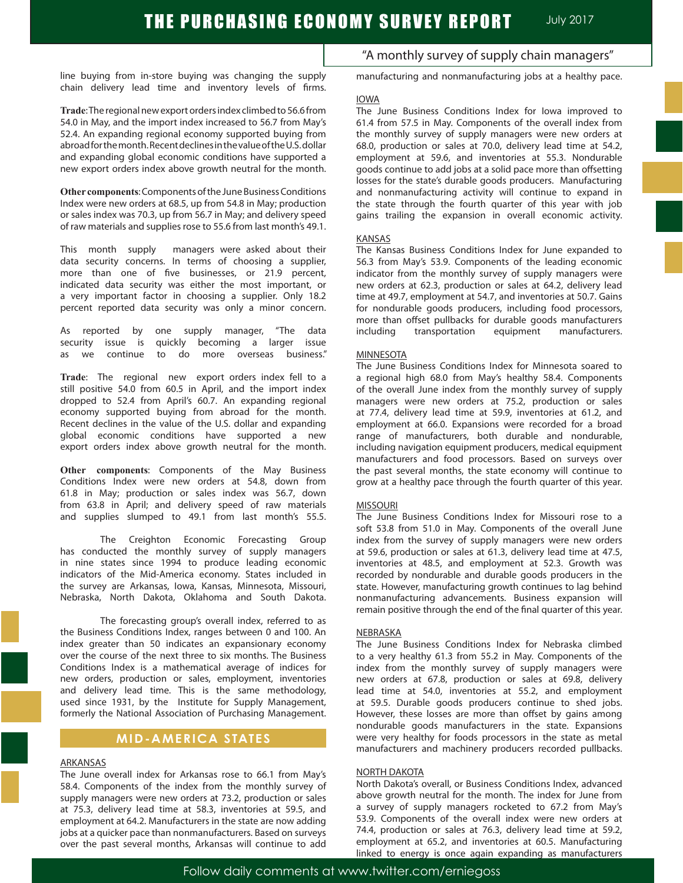line buying from in-store buying was changing the supply chain delivery lead time and inventory levels of firms.

**Trade**: The regional new export orders index climbed to 56.6 from 54.0 in May, and the import index increased to 56.7 from May's 52.4. An expanding regional economy supported buying from abroad for the month. Recent declines in the value of the U.S. dollar and expanding global economic conditions have supported a new export orders index above growth neutral for the month.

**Other components**: Components of the June Business Conditions Index were new orders at 68.5, up from 54.8 in May; production or sales index was 70.3, up from 56.7 in May; and delivery speed of raw materials and supplies rose to 55.6 from last month's 49.1.

This month supply managers were asked about their data security concerns. In terms of choosing a supplier, more than one of five businesses, or 21.9 percent, indicated data security was either the most important, or a very important factor in choosing a supplier. Only 18.2 percent reported data security was only a minor concern.

As reported by one supply manager, "The data security issue is quickly becoming a larger issue as we continue to do more overseas business."

**Trade**: The regional new export orders index fell to a still positive 54.0 from 60.5 in April, and the import index dropped to 52.4 from April's 60.7. An expanding regional economy supported buying from abroad for the month. Recent declines in the value of the U.S. dollar and expanding global economic conditions have supported a new export orders index above growth neutral for the month.

**Other components**: Components of the May Business Conditions Index were new orders at 54.8, down from 61.8 in May; production or sales index was 56.7, down from 63.8 in April; and delivery speed of raw materials and supplies slumped to 49.1 from last month's 55.5.

The Creighton Economic Forecasting Group has conducted the monthly survey of supply managers in nine states since 1994 to produce leading economic indicators of the Mid-America economy. States included in the survey are Arkansas, Iowa, Kansas, Minnesota, Missouri, Nebraska, North Dakota, Oklahoma and South Dakota.

The forecasting group's overall index, referred to as the Business Conditions Index, ranges between 0 and 100. An index greater than 50 indicates an expansionary economy over the course of the next three to six months. The Business Conditions Index is a mathematical average of indices for new orders, production or sales, employment, inventories and delivery lead time. This is the same methodology, used since 1931, by the Institute for Supply Management, formerly the National Association of Purchasing Management.

## MID-AMERICA STATES

### ARKANSAS

The June overall index for Arkansas rose to 66.1 from May's 58.4. Components of the index from the monthly survey of supply managers were new orders at 73.2, production or sales at 75.3, delivery lead time at 58.3, inventories at 59.5, and employment at 64.2. Manufacturers in the state are now adding jobs at a quicker pace than nonmanufacturers. Based on surveys over the past several months, Arkansas will continue to add manufacturing and nonmanufacturing jobs at a healthy pace.

### IOWA

The June Business Conditions Index for Iowa improved to 61.4 from 57.5 in May. Components of the overall index from the monthly survey of supply managers were new orders at 68.0, production or sales at 70.0, delivery lead time at 54.2, employment at 59.6, and inventories at 55.3. Nondurable goods continue to add jobs at a solid pace more than offsetting losses for the state's durable goods producers. Manufacturing and nonmanufacturing activity will continue to expand in the state through the fourth quarter of this year with job gains trailing the expansion in overall economic activity.

### KANSAS

The Kansas Business Conditions Index for June expanded to 56.3 from May's 53.9. Components of the leading economic indicator from the monthly survey of supply managers were new orders at 62.3, production or sales at 64.2, delivery lead time at 49.7, employment at 54.7, and inventories at 50.7. Gains for nondurable goods producers, including food processors, more than offset pullbacks for durable goods manufacturers including transportation equipment manufacturers.

### MINNESOTA

The June Business Conditions Index for Minnesota soared to a regional high 68.0 from May's healthy 58.4. Components of the overall June index from the monthly survey of supply managers were new orders at 75.2, production or sales at 77.4, delivery lead time at 59.9, inventories at 61.2, and employment at 66.0. Expansions were recorded for a broad range of manufacturers, both durable and nondurable, including navigation equipment producers, medical equipment manufacturers and food processors. Based on surveys over the past several months, the state economy will continue to grow at a healthy pace through the fourth quarter of this year.

### MISSOURI

The June Business Conditions Index for Missouri rose to a soft 53.8 from 51.0 in May. Components of the overall June index from the survey of supply managers were new orders at 59.6, production or sales at 61.3, delivery lead time at 47.5, inventories at 48.5, and employment at 52.3. Growth was recorded by nondurable and durable goods producers in the state. However, manufacturing growth continues to lag behind nonmanufacturing advancements. Business expansion will remain positive through the end of the final quarter of this year.

### NEBRASKA

The June Business Conditions Index for Nebraska climbed to a very healthy 61.3 from 55.2 in May. Components of the index from the monthly survey of supply managers were new orders at 67.8, production or sales at 69.8, delivery lead time at 54.0, inventories at 55.2, and employment at 59.5. Durable goods producers continue to shed jobs. However, these losses are more than offset by gains among nondurable goods manufacturers in the state. Expansions were very healthy for foods processors in the state as metal manufacturers and machinery producers recorded pullbacks.

### NORTH DAKOTA

North Dakota's overall, or Business Conditions Index, advanced above growth neutral for the month. The index for June from a survey of supply managers rocketed to 67.2 from May's 53.9. Components of the overall index were new orders at 74.4, production or sales at 76.3, delivery lead time at 59.2, employment at 65.2, and inventories at 60.5. Manufacturing linked to energy is once again expanding as manufacturers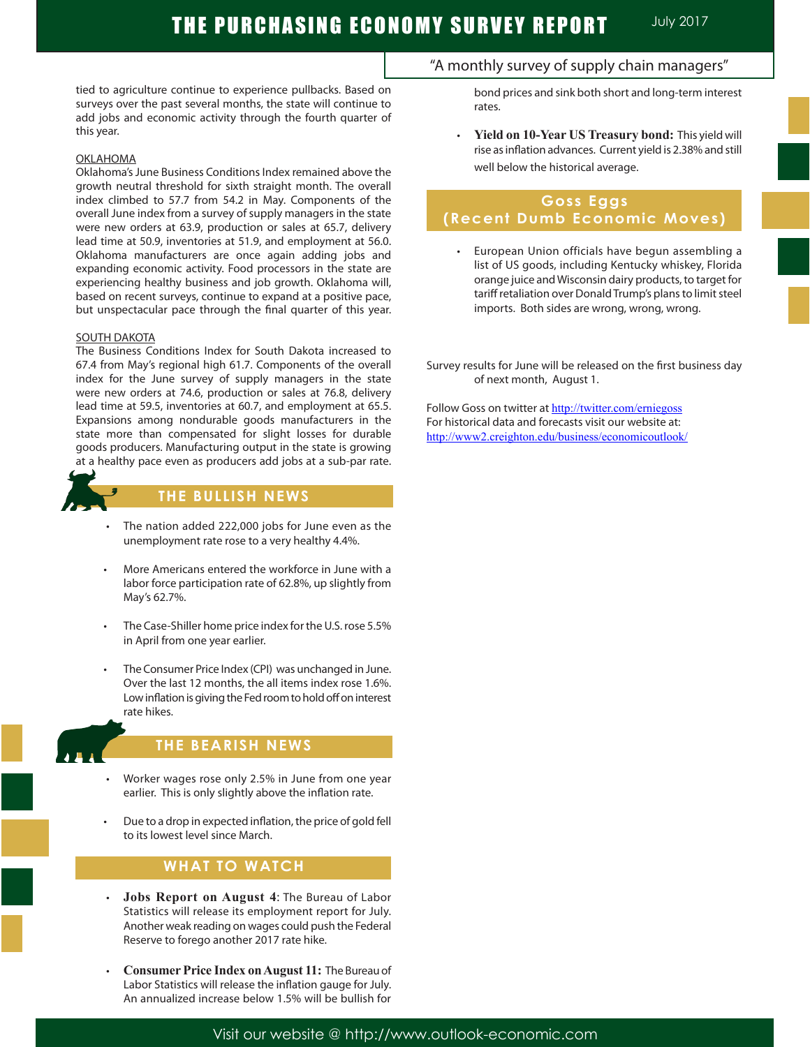tied to agriculture continue to experience pullbacks. Based on surveys over the past several months, the state will continue to add jobs and economic activity through the fourth quarter of this year.

OKLAHOMA
Oklahoma's June Business Conditions Index remained above the growth neutral threshold for sixth straight month. The overall index climbed to 57.7 from 54.2 in May. Components of the overall June index from a survey of supply managers in the state were new orders at 63.9, production or sales at 65.7, delivery lead time at 50.9, inventories at 51.9, and employment at 56.0. Oklahoma manufacturers are once again adding jobs and expanding economic activity. Food processors in the state are experiencing healthy business and job growth. Oklahoma will, based on recent surveys, continue to expand at a positive pace, but unspectacular pace through the final quarter of this year.

SOUTH DAKOTA
The Business Conditions Index for South Dakota increased to 67.4 from May's regional high 61.7. Components of the overall index for the June survey of supply managers in the state were new orders at 74.6, production or sales at 76.8, delivery lead time at 59.5, inventories at 60.7, and employment at 65.5. Expansions among nondurable goods manufacturers in the state more than compensated for slight losses for durable goods producers. Manufacturing output in the state is growing at a healthy pace even as producers add jobs at a sub-par rate.

## THE BULLISH NEWS

- The nation added 222,000 jobs for June even as the unemployment rate rose to a very healthy 4.4%.
- More Americans entered the workforce in June with a labor force participation rate of 62.8%, up slightly from May's 62.7%.
- The Case-Shiller home price index for the U.S. rose 5.5% in April from one year earlier.
- The Consumer Price Index (CPI) was unchanged in June. Over the last 12 months, the all items index rose 1.6%. Low inflation is giving the Fed room to hold off on interest rate hikes.

## THE BEARISH NEWS

- Worker wages rose only 2.5% in June from one year earlier. This is only slightly above the inflation rate.
- Due to a drop in expected inflation, the price of gold fell to its lowest level since March.

## WHAT TO WATCH

- **Jobs Report on August 4**: The Bureau of Labor Statistics will release its employment report for July. Another weak reading on wages could push the Federal Reserve to forego another 2017 rate hike.
- **Consumer Price Index on August 11:** The Bureau of Labor Statistics will release the inflation gauge for July. An annualized increase below 1.5% will be bullish for bond prices and sink both short and long-term interest rates.
- **Yield on 10-Year US Treasury bond:** This yield will rise as inflation advances. Current yield is 2.38% and still well below the historical average.

## Goss Eggs (Recent Dumb Economic Moves)

- European Union officials have begun assembling a list of US goods, including Kentucky whiskey, Florida orange juice and Wisconsin dairy products, to target for tariff retaliation over Donald Trump's plans to limit steel imports. Both sides are wrong, wrong, wrong.

Survey results for June will be released on the first business day of next month, August 1.

Follow Goss on twitter at http://twitter.com/erniegoss
For historical data and forecasts visit our website at:
http://www2.creighton.edu/business/economicoutlook/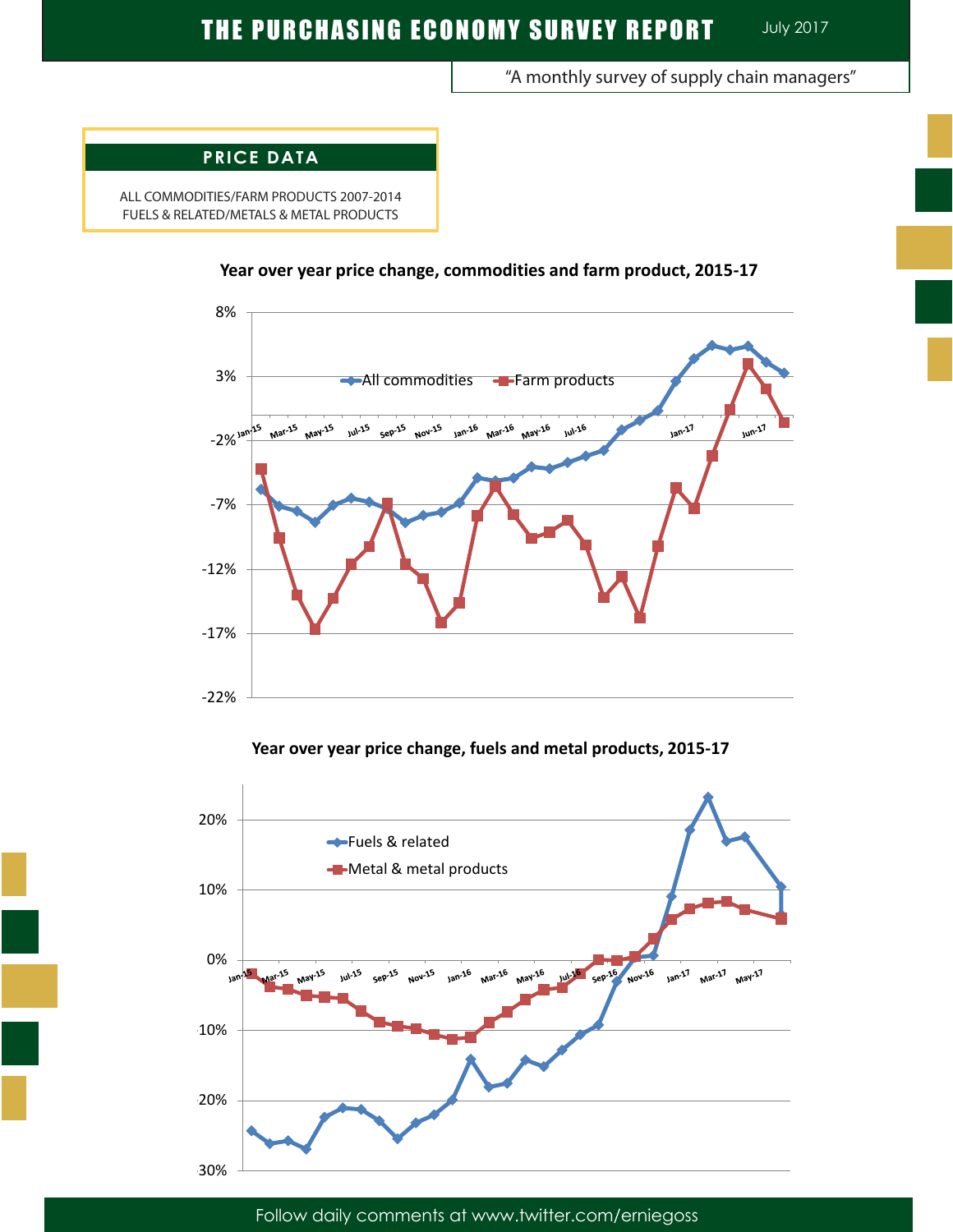# THE PURCHASING ECONOMY SURVEY REPORT

July 2017

"A monthly survey of supply chain managers"

## PRICE DATA

ALL COMMODITIES/FARM PRODUCTS 2007-2014
FUELS & RELATED/METALS & METAL PRODUCTS

**Year over year price change, commodities and farm product, 2015-17**

8%
3%
-2%
-7%
-12%
-17%
-22%

All commodities
Farm products

Jan-15
Mar-15
May-15
Jul-15
Sep-15
Nov-15
Jan-16
Mar-16
May-16
Jul-16
Jan-17
Jun-17

**Year over year price change, fuels and metal products, 2015-17**

20%
10%
0%
10%
20%
30%

Fuels & related
Metal & metal products

Jan-15
Mar-15
May-15
Jul-15
Sep-15
Nov-15
Jan-16
Mar-16
May-16
Jul-16
Sep-16
Nov-16
Jan-17
Mar-17
May-17

Follow daily comments at www.twitter.com/erniegoss